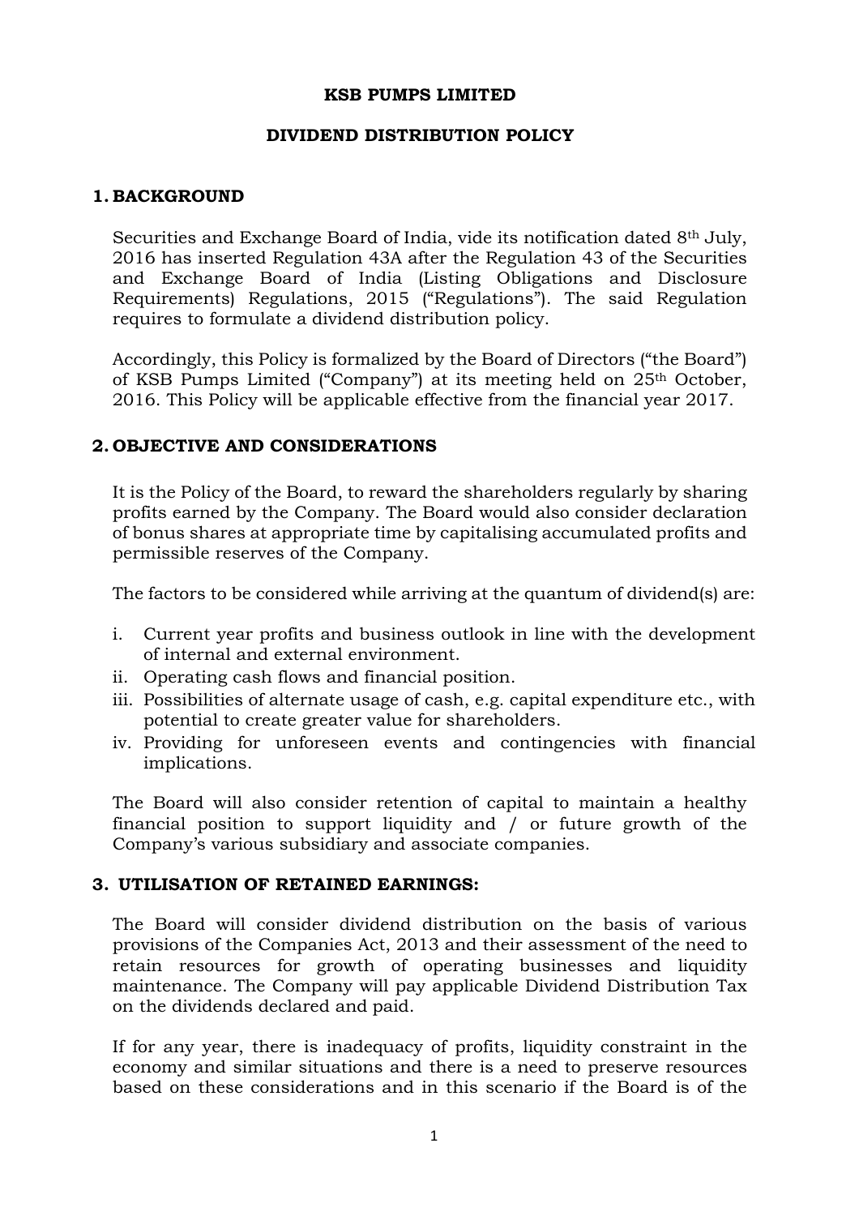# KSB PUMPS LIMITED

## DIVIDEND DISTRIBUTION POLICY

### 1. BACKGROUND

Securities and Exchange Board of India, vide its notification dated 8th July, 2016 has inserted Regulation 43A after the Regulation 43 of the Securities and Exchange Board of India (Listing Obligations and Disclosure Requirements) Regulations, 2015 ("Regulations"). The said Regulation requires to formulate a dividend distribution policy.

Accordingly, this Policy is formalized by the Board of Directors ("the Board") of KSB Pumps Limited ("Company") at its meeting held on 25th October, 2016. This Policy will be applicable effective from the financial year 2017.

### 2. OBJECTIVE AND CONSIDERATIONS

It is the Policy of the Board, to reward the shareholders regularly by sharing profits earned by the Company. The Board would also consider declaration of bonus shares at appropriate time by capitalising accumulated profits and permissible reserves of the Company.

The factors to be considered while arriving at the quantum of dividend(s) are:

i. Current year profits and business outlook in line with the development of internal and external environment.
ii. Operating cash flows and financial position.
iii. Possibilities of alternate usage of cash, e.g. capital expenditure etc., with potential to create greater value for shareholders.
iv. Providing for unforeseen events and contingencies with financial implications.

The Board will also consider retention of capital to maintain a healthy financial position to support liquidity and / or future growth of the Company's various subsidiary and associate companies.

### 3. UTILISATION OF RETAINED EARNINGS:

The Board will consider dividend distribution on the basis of various provisions of the Companies Act, 2013 and their assessment of the need to retain resources for growth of operating businesses and liquidity maintenance. The Company will pay applicable Dividend Distribution Tax on the dividends declared and paid.

If for any year, there is inadequacy of profits, liquidity constraint in the economy and similar situations and there is a need to preserve resources based on these considerations and in this scenario if the Board is of the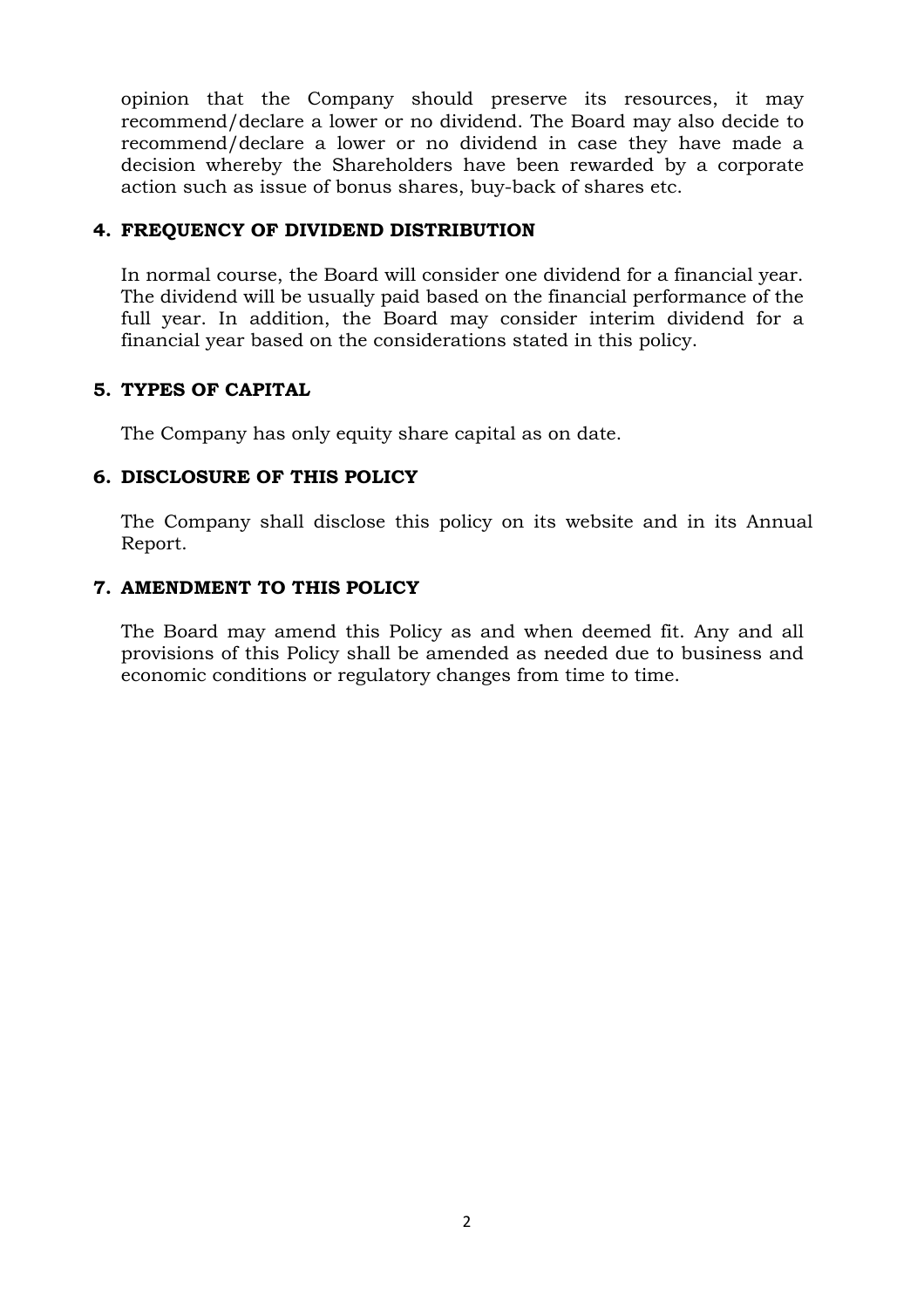opinion that the Company should preserve its resources, it may recommend/declare a lower or no dividend. The Board may also decide to recommend/declare a lower or no dividend in case they have made a decision whereby the Shareholders have been rewarded by a corporate action such as issue of bonus shares, buy-back of shares etc.

## 4. FREQUENCY OF DIVIDEND DISTRIBUTION

In normal course, the Board will consider one dividend for a financial year. The dividend will be usually paid based on the financial performance of the full year. In addition, the Board may consider interim dividend for a financial year based on the considerations stated in this policy.

## 5. TYPES OF CAPITAL

The Company has only equity share capital as on date.

## 6. DISCLOSURE OF THIS POLICY

The Company shall disclose this policy on its website and in its Annual Report.

## 7. AMENDMENT TO THIS POLICY

The Board may amend this Policy as and when deemed fit. Any and all provisions of this Policy shall be amended as needed due to business and economic conditions or regulatory changes from time to time.